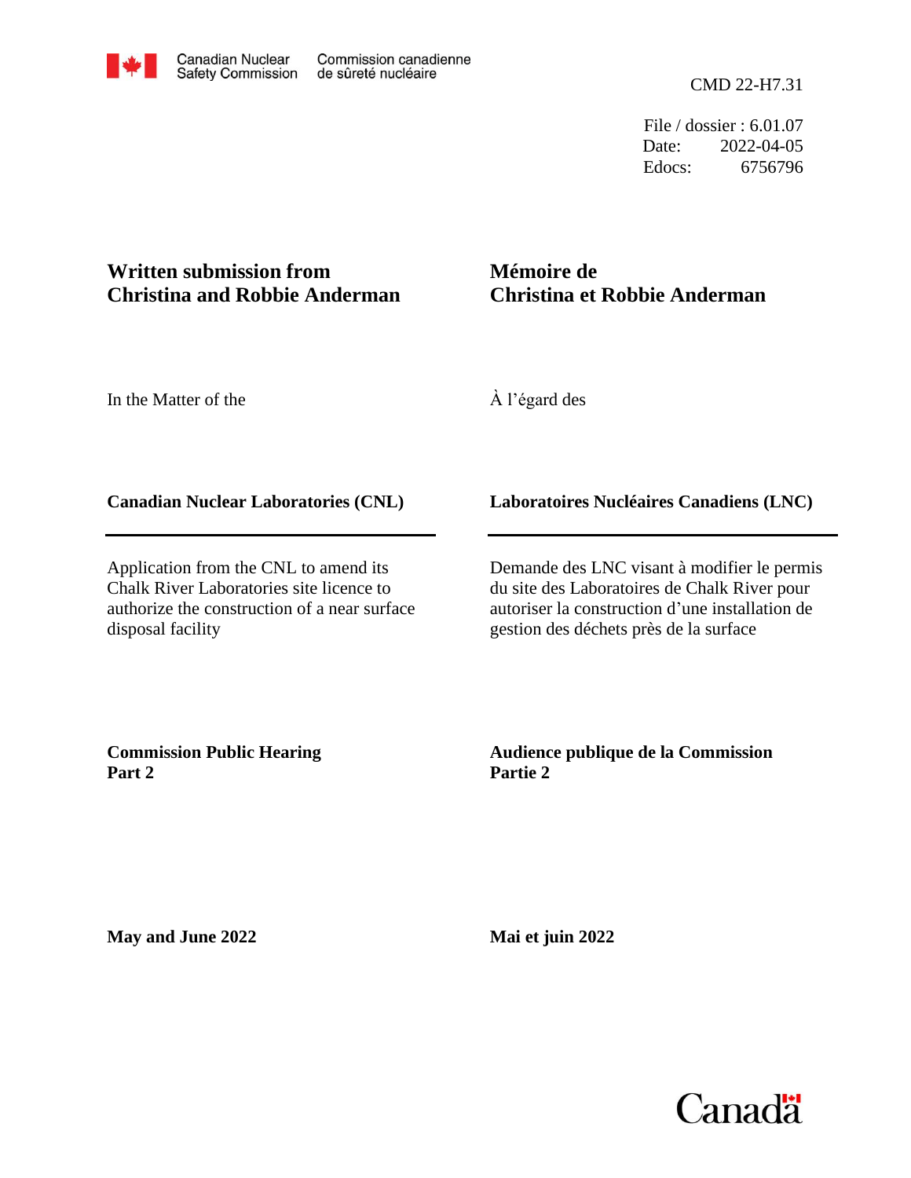Canadian Nuclear Safety Commission | Commission canadienne de sûreté nucléaire

CMD 22-H7.31

File / dossier : 6.01.07
Date: 2022-04-05
Edocs: 6756796

## Written submission from Christina and Robbie Anderman

## Mémoire de Christina et Robbie Anderman

In the Matter of the

À l'égard des

**Canadian Nuclear Laboratories (CNL)**

**Laboratoires Nucléaires Canadiens (LNC)**

Application from the CNL to amend its Chalk River Laboratories site licence to authorize the construction of a near surface disposal facility

Demande des LNC visant à modifier le permis du site des Laboratoires de Chalk River pour autoriser la construction d'une installation de gestion des déchets près de la surface

**Commission Public Hearing Part 2**

**Audience publique de la Commission Partie 2**

**May and June 2022**

**Mai et juin 2022**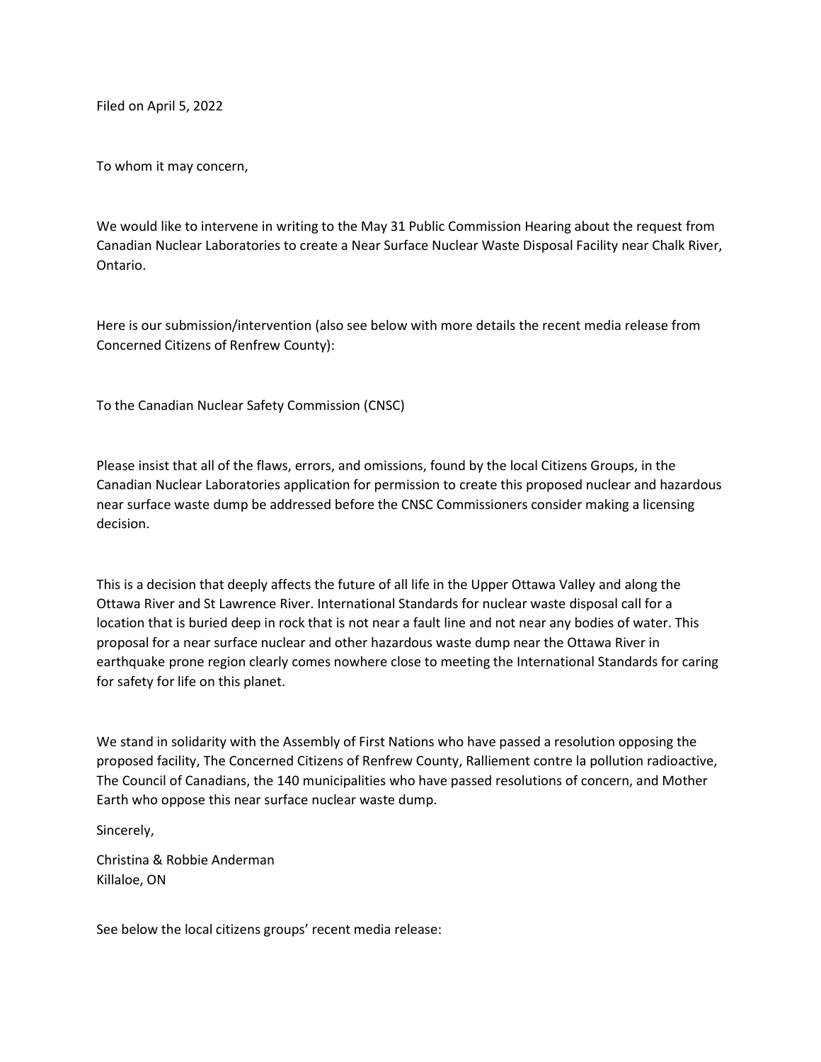Filed on April 5, 2022

To whom it may concern,

We would like to intervene in writing to the May 31 Public Commission Hearing about the request from Canadian Nuclear Laboratories to create a Near Surface Nuclear Waste Disposal Facility near Chalk River, Ontario.

Here is our submission/intervention (also see below with more details the recent media release from Concerned Citizens of Renfrew County):

To the Canadian Nuclear Safety Commission (CNSC)

Please insist that all of the flaws, errors, and omissions, found by the local Citizens Groups, in the Canadian Nuclear Laboratories application for permission to create this proposed nuclear and hazardous near surface waste dump be addressed before the CNSC Commissioners consider making a licensing decision.

This is a decision that deeply affects the future of all life in the Upper Ottawa Valley and along the Ottawa River and St Lawrence River. International Standards for nuclear waste disposal call for a location that is buried deep in rock that is not near a fault line and not near any bodies of water. This proposal for a near surface nuclear and other hazardous waste dump near the Ottawa River in earthquake prone region clearly comes nowhere close to meeting the International Standards for caring for safety for life on this planet.

We stand in solidarity with the Assembly of First Nations who have passed a resolution opposing the proposed facility, The Concerned Citizens of Renfrew County, Ralliement contre la pollution radioactive, The Council of Canadians, the 140 municipalities who have passed resolutions of concern, and Mother Earth who oppose this near surface nuclear waste dump.

Sincerely,

Christina & Robbie Anderman
Killaloe, ON

See below the local citizens groups' recent media release: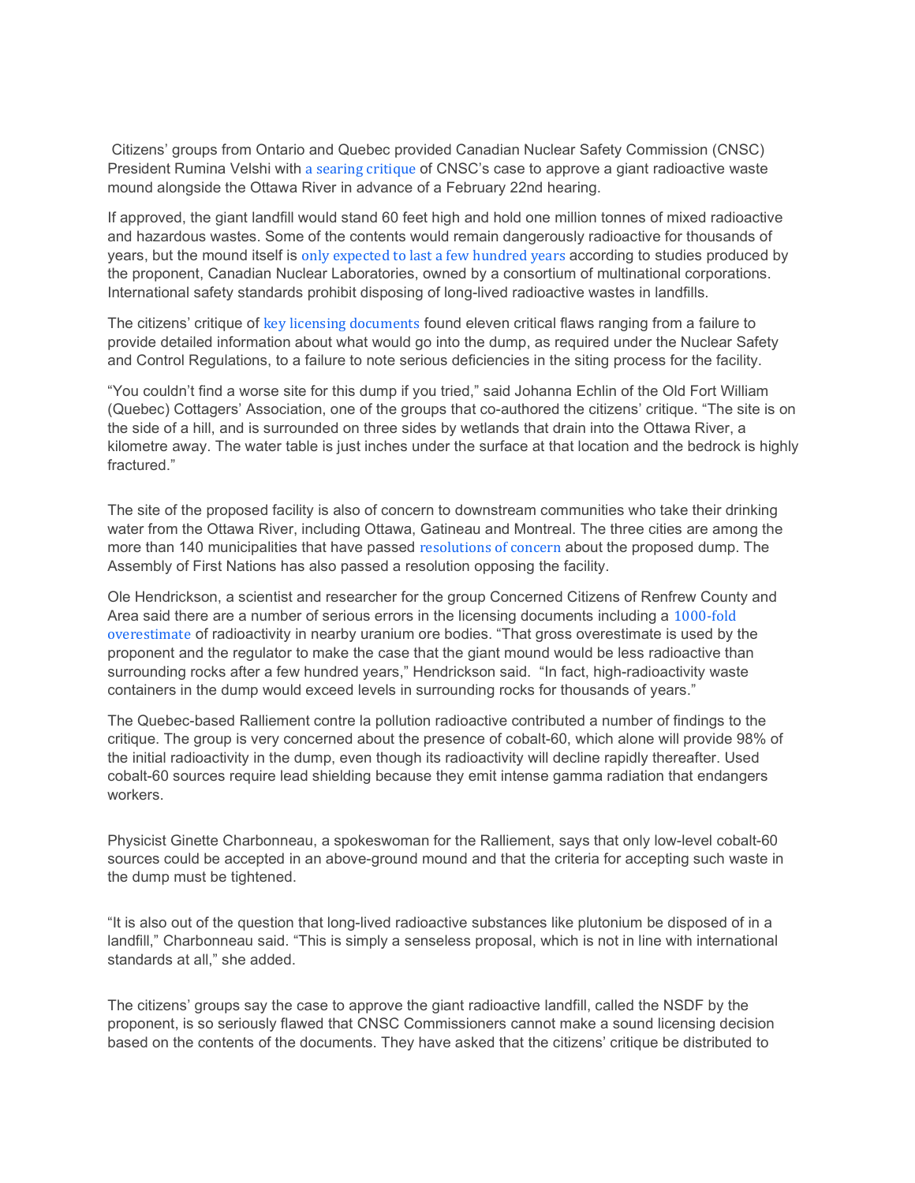Citizens' groups from Ontario and Quebec provided Canadian Nuclear Safety Commission (CNSC) President Rumina Velshi with a searing critique of CNSC's case to approve a giant radioactive waste mound alongside the Ottawa River in advance of a February 22nd hearing.

If approved, the giant landfill would stand 60 feet high and hold one million tonnes of mixed radioactive and hazardous wastes. Some of the contents would remain dangerously radioactive for thousands of years, but the mound itself is only expected to last a few hundred years according to studies produced by the proponent, Canadian Nuclear Laboratories, owned by a consortium of multinational corporations. International safety standards prohibit disposing of long-lived radioactive wastes in landfills.

The citizens' critique of key licensing documents found eleven critical flaws ranging from a failure to provide detailed information about what would go into the dump, as required under the Nuclear Safety and Control Regulations, to a failure to note serious deficiencies in the siting process for the facility.

"You couldn't find a worse site for this dump if you tried," said Johanna Echlin of the Old Fort William (Quebec) Cottagers' Association, one of the groups that co-authored the citizens' critique. "The site is on the side of a hill, and is surrounded on three sides by wetlands that drain into the Ottawa River, a kilometre away. The water table is just inches under the surface at that location and the bedrock is highly fractured."

The site of the proposed facility is also of concern to downstream communities who take their drinking water from the Ottawa River, including Ottawa, Gatineau and Montreal. The three cities are among the more than 140 municipalities that have passed resolutions of concern about the proposed dump. The Assembly of First Nations has also passed a resolution opposing the facility.

Ole Hendrickson, a scientist and researcher for the group Concerned Citizens of Renfrew County and Area said there are a number of serious errors in the licensing documents including a 1000-fold overestimate of radioactivity in nearby uranium ore bodies. "That gross overestimate is used by the proponent and the regulator to make the case that the giant mound would be less radioactive than surrounding rocks after a few hundred years," Hendrickson said. "In fact, high-radioactivity waste containers in the dump would exceed levels in surrounding rocks for thousands of years."

The Quebec-based Ralliement contre la pollution radioactive contributed a number of findings to the critique. The group is very concerned about the presence of cobalt-60, which alone will provide 98% of the initial radioactivity in the dump, even though its radioactivity will decline rapidly thereafter. Used cobalt-60 sources require lead shielding because they emit intense gamma radiation that endangers workers.

Physicist Ginette Charbonneau, a spokeswoman for the Ralliement, says that only low-level cobalt-60 sources could be accepted in an above-ground mound and that the criteria for accepting such waste in the dump must be tightened.

"It is also out of the question that long-lived radioactive substances like plutonium be disposed of in a landfill," Charbonneau said. "This is simply a senseless proposal, which is not in line with international standards at all," she added.

The citizens' groups say the case to approve the giant radioactive landfill, called the NSDF by the proponent, is so seriously flawed that CNSC Commissioners cannot make a sound licensing decision based on the contents of the documents. They have asked that the citizens' critique be distributed to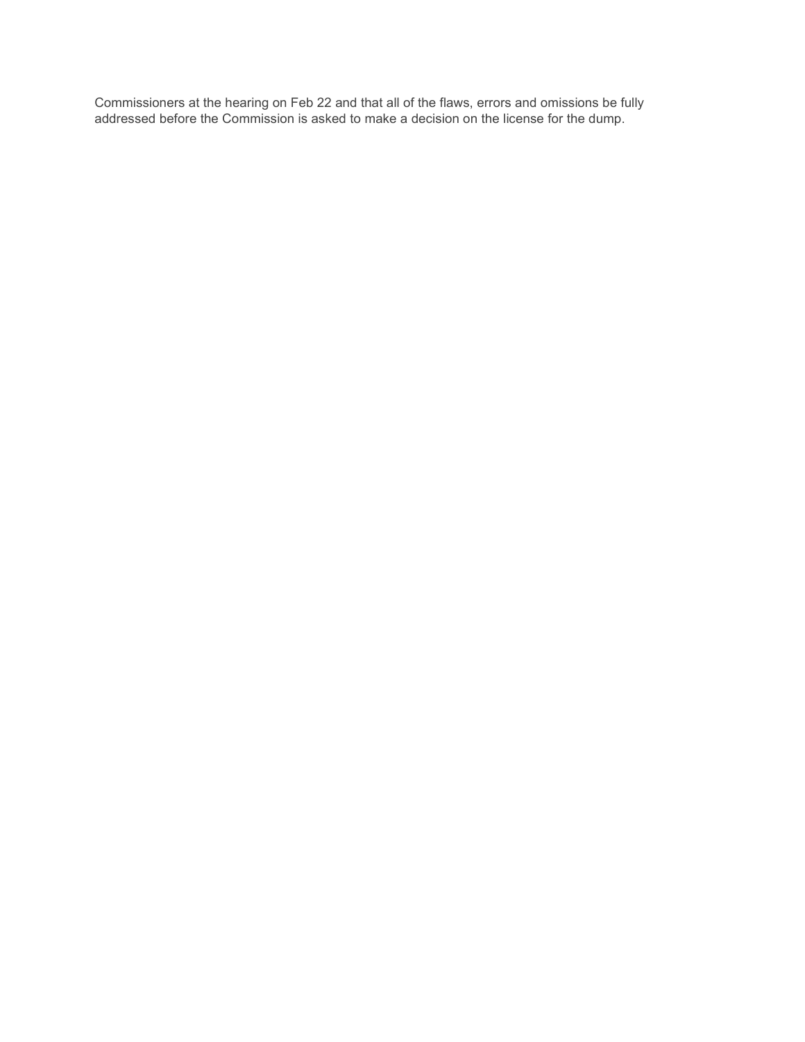Commissioners at the hearing on Feb 22 and that all of the flaws, errors and omissions be fully addressed before the Commission is asked to make a decision on the license for the dump.